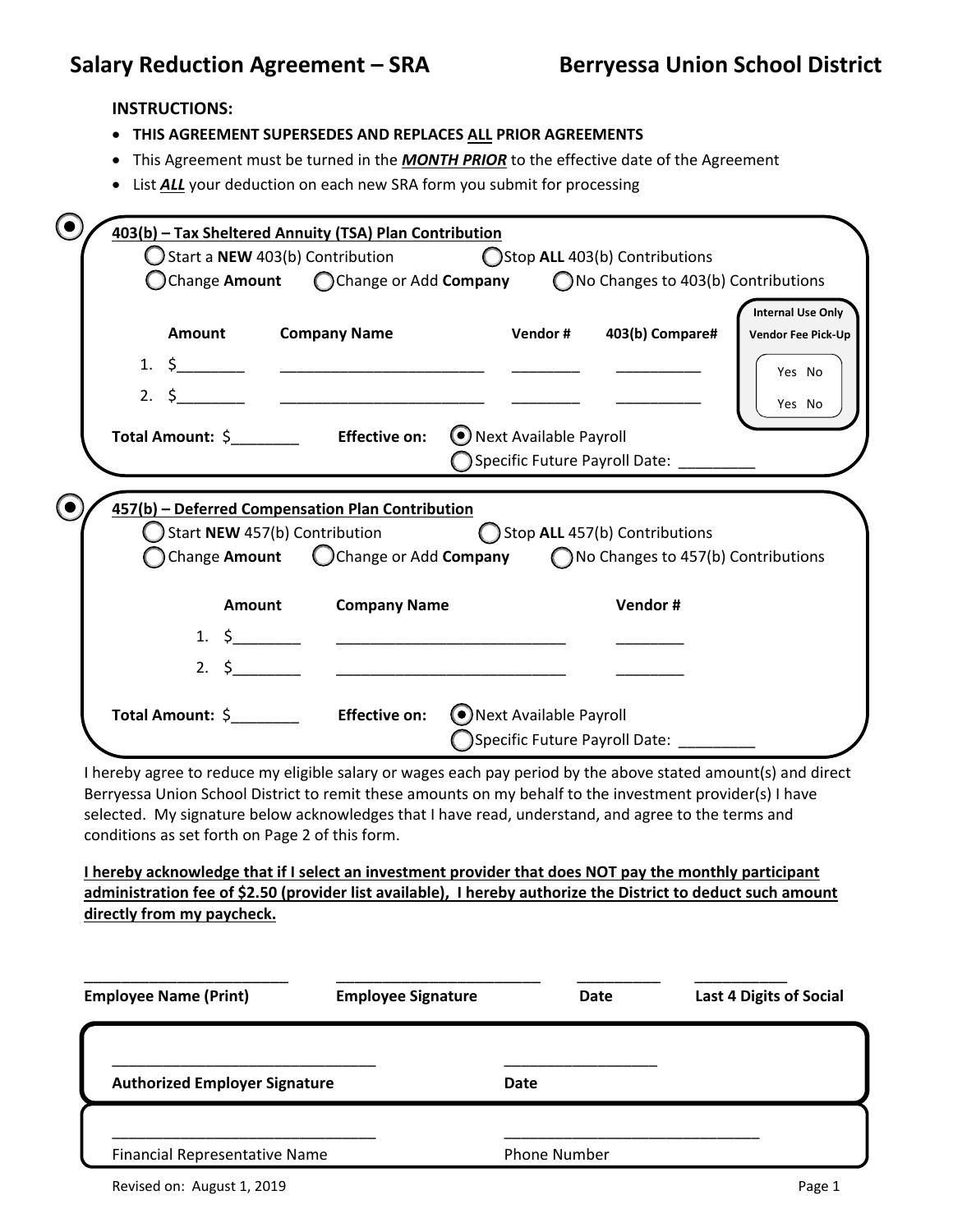# Salary Reduction Agreement – SRA

# Berryessa Union School District

**INSTRUCTIONS:**

- **THIS AGREEMENT SUPERSEDES AND REPLACES ALL PRIOR AGREEMENTS**
- This Agreement must be turned in the ***MONTH PRIOR*** to the effective date of the Agreement
- List ***ALL*** your deduction on each new SRA form you submit for processing

---

◉ **403(b) – Tax Sheltered Annuity (TSA) Plan Contribution**

◯ Start a **NEW** 403(b) Contribution ◯ Stop **ALL** 403(b) Contributions

◯ Change **Amount** ◯ Change or Add **Company** ◯ No Changes to 403(b) Contributions

| | Amount | Company Name | Vendor # | 403(b) Compare# | Internal Use Only Vendor Fee Pick-Up |
|---|---|---|---|---|---|
| 1. | $________ | ________________________ | ________ | __________ | Yes No |
| 2. | $________ | ________________________ | ________ | __________ | Yes No |

**Total Amount:** $________ **Effective on:** ◉ Next Available Payroll

◯ Specific Future Payroll Date: _________

---

◉ **457(b) – Deferred Compensation Plan Contribution**

◯ Start **NEW** 457(b) Contribution ◯ Stop **ALL** 457(b) Contributions

◯ Change **Amount** ◯ Change or Add **Company** ◯ No Changes to 457(b) Contributions

| | Amount | Company Name | Vendor # |
|---|---|---|---|
| 1. | $________ | ____________________________ | ________ |
| 2. | $________ | ____________________________ | ________ |

**Total Amount:** $________ **Effective on:** ◉ Next Available Payroll

◯ Specific Future Payroll Date: _________

---

I hereby agree to reduce my eligible salary or wages each pay period by the above stated amount(s) and direct Berryessa Union School District to remit these amounts on my behalf to the investment provider(s) I have selected. My signature below acknowledges that I have read, understand, and agree to the terms and conditions as set forth on Page 2 of this form.

**I hereby acknowledge that if I select an investment provider that does NOT pay the monthly participant administration fee of $2.50 (provider list available), I hereby authorize the District to deduct such amount directly from my paycheck.**

| ________________________ | ________________________ | __________ | ___________ |
|---|---|---|---|
| **Employee Name (Print)** | **Employee Signature** | **Date** | **Last 4 Digits of Social** |

_______________________________ __________________

**Authorized Employer Signature** **Date**

_______________________________ ______________________________

Financial Representative Name Phone Number

Revised on: August 1, 2019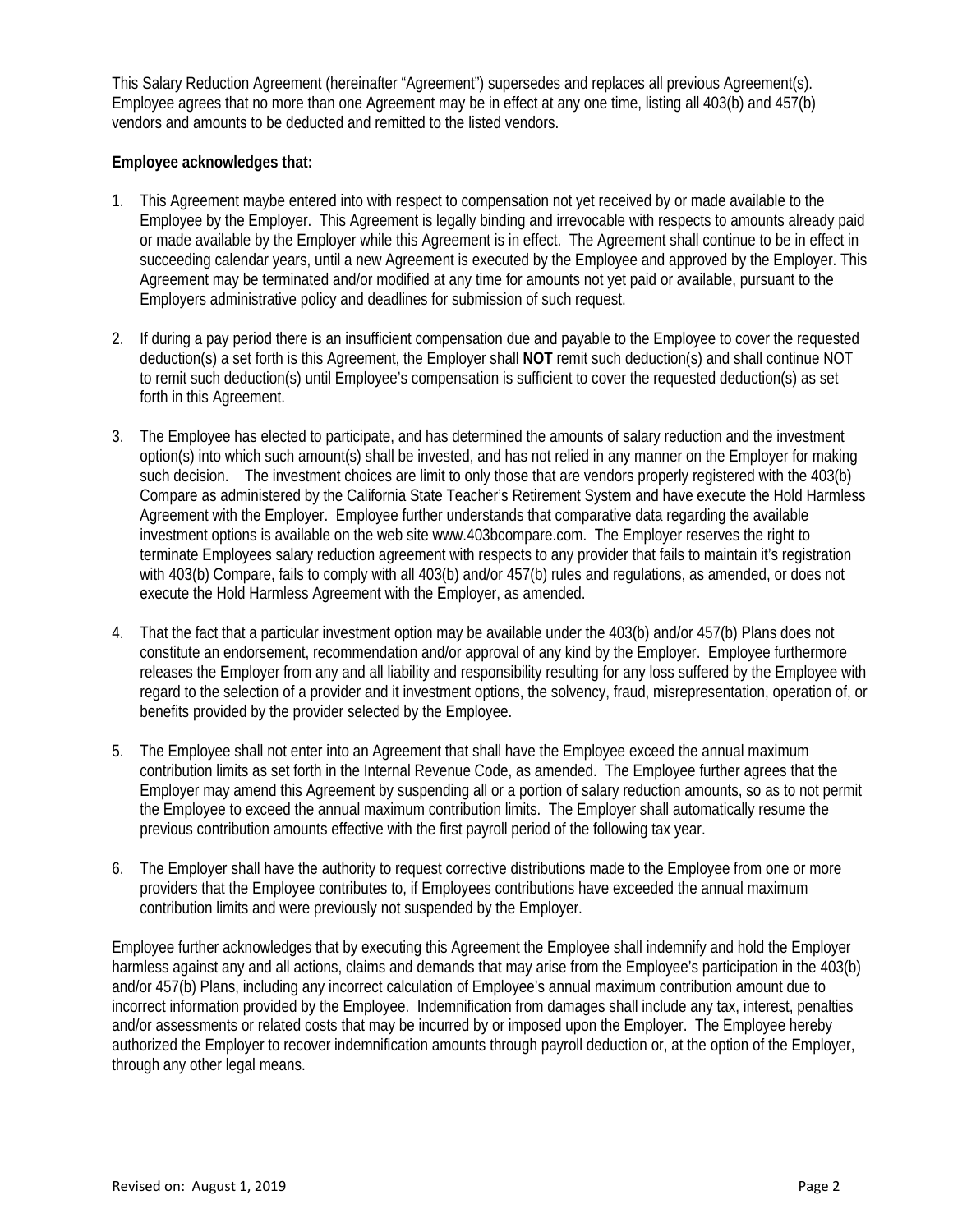This Salary Reduction Agreement (hereinafter "Agreement") supersedes and replaces all previous Agreement(s). Employee agrees that no more than one Agreement may be in effect at any one time, listing all 403(b) and 457(b) vendors and amounts to be deducted and remitted to the listed vendors.

**Employee acknowledges that:**

1. This Agreement maybe entered into with respect to compensation not yet received by or made available to the Employee by the Employer. This Agreement is legally binding and irrevocable with respects to amounts already paid or made available by the Employer while this Agreement is in effect. The Agreement shall continue to be in effect in succeeding calendar years, until a new Agreement is executed by the Employee and approved by the Employer. This Agreement may be terminated and/or modified at any time for amounts not yet paid or available, pursuant to the Employers administrative policy and deadlines for submission of such request.

2. If during a pay period there is an insufficient compensation due and payable to the Employee to cover the requested deduction(s) a set forth is this Agreement, the Employer shall **NOT** remit such deduction(s) and shall continue NOT to remit such deduction(s) until Employee's compensation is sufficient to cover the requested deduction(s) as set forth in this Agreement.

3. The Employee has elected to participate, and has determined the amounts of salary reduction and the investment option(s) into which such amount(s) shall be invested, and has not relied in any manner on the Employer for making such decision. The investment choices are limit to only those that are vendors properly registered with the 403(b) Compare as administered by the California State Teacher's Retirement System and have execute the Hold Harmless Agreement with the Employer. Employee further understands that comparative data regarding the available investment options is available on the web site www.403bcompare.com. The Employer reserves the right to terminate Employees salary reduction agreement with respects to any provider that fails to maintain it's registration with 403(b) Compare, fails to comply with all 403(b) and/or 457(b) rules and regulations, as amended, or does not execute the Hold Harmless Agreement with the Employer, as amended.

4. That the fact that a particular investment option may be available under the 403(b) and/or 457(b) Plans does not constitute an endorsement, recommendation and/or approval of any kind by the Employer. Employee furthermore releases the Employer from any and all liability and responsibility resulting for any loss suffered by the Employee with regard to the selection of a provider and it investment options, the solvency, fraud, misrepresentation, operation of, or benefits provided by the provider selected by the Employee.

5. The Employee shall not enter into an Agreement that shall have the Employee exceed the annual maximum contribution limits as set forth in the Internal Revenue Code, as amended. The Employee further agrees that the Employer may amend this Agreement by suspending all or a portion of salary reduction amounts, so as to not permit the Employee to exceed the annual maximum contribution limits. The Employer shall automatically resume the previous contribution amounts effective with the first payroll period of the following tax year.

6. The Employer shall have the authority to request corrective distributions made to the Employee from one or more providers that the Employee contributes to, if Employees contributions have exceeded the annual maximum contribution limits and were previously not suspended by the Employer.

Employee further acknowledges that by executing this Agreement the Employee shall indemnify and hold the Employer harmless against any and all actions, claims and demands that may arise from the Employee's participation in the 403(b) and/or 457(b) Plans, including any incorrect calculation of Employee's annual maximum contribution amount due to incorrect information provided by the Employee. Indemnification from damages shall include any tax, interest, penalties and/or assessments or related costs that may be incurred by or imposed upon the Employer. The Employee hereby authorized the Employer to recover indemnification amounts through payroll deduction or, at the option of the Employer, through any other legal means.

Revised on: August 1, 2019